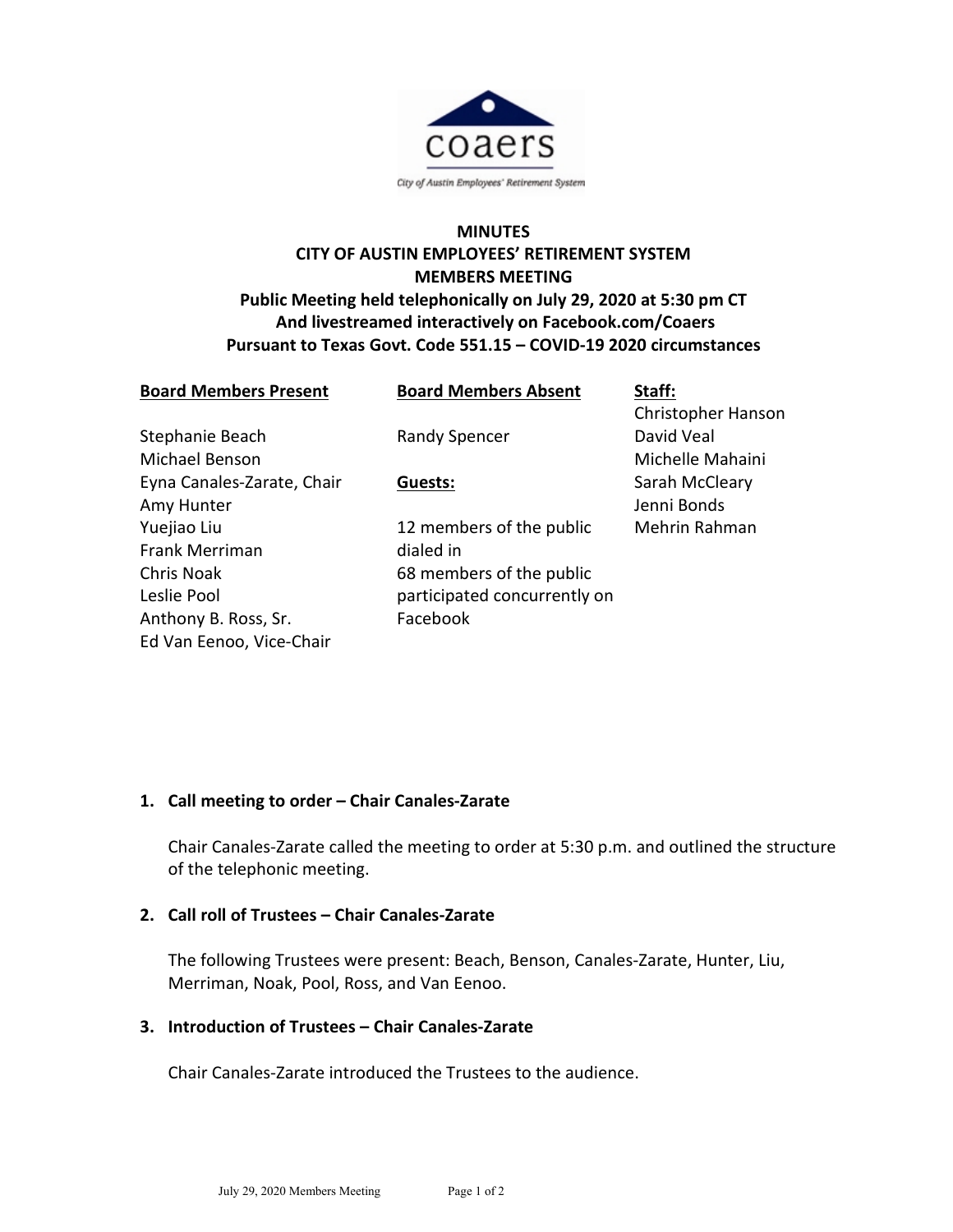**MINUTES**
**CITY OF AUSTIN EMPLOYEES' RETIREMENT SYSTEM**
**MEMBERS MEETING**
**Public Meeting held telephonically on July 29, 2020 at 5:30 pm CT**
**And livestreamed interactively on Facebook.com/Coaers**
**Pursuant to Texas Govt. Code 551.15 – COVID-19 2020 circumstances**

| **Board Members Present** | **Board Members Absent** | **Staff:** |
|---|---|---|
| Stephanie Beach | Randy Spencer | Christopher Hanson |
| Michael Benson | | David Veal |
| Eyna Canales-Zarate, Chair | **Guests:** | Michelle Mahaini |
| Amy Hunter | 12 members of the public dialed in | Sarah McCleary |
| Yuejiao Liu | 68 members of the public participated concurrently on Facebook | Jenni Bonds |
| Frank Merriman | | Mehrin Rahman |
| Chris Noak | | |
| Leslie Pool | | |
| Anthony B. Ross, Sr. | | |
| Ed Van Eenoo, Vice-Chair | | |

1. **Call meeting to order – Chair Canales-Zarate**

   Chair Canales-Zarate called the meeting to order at 5:30 p.m. and outlined the structure of the telephonic meeting.

2. **Call roll of Trustees – Chair Canales-Zarate**

   The following Trustees were present: Beach, Benson, Canales-Zarate, Hunter, Liu, Merriman, Noak, Pool, Ross, and Van Eenoo.

3. **Introduction of Trustees – Chair Canales-Zarate**

   Chair Canales-Zarate introduced the Trustees to the audience.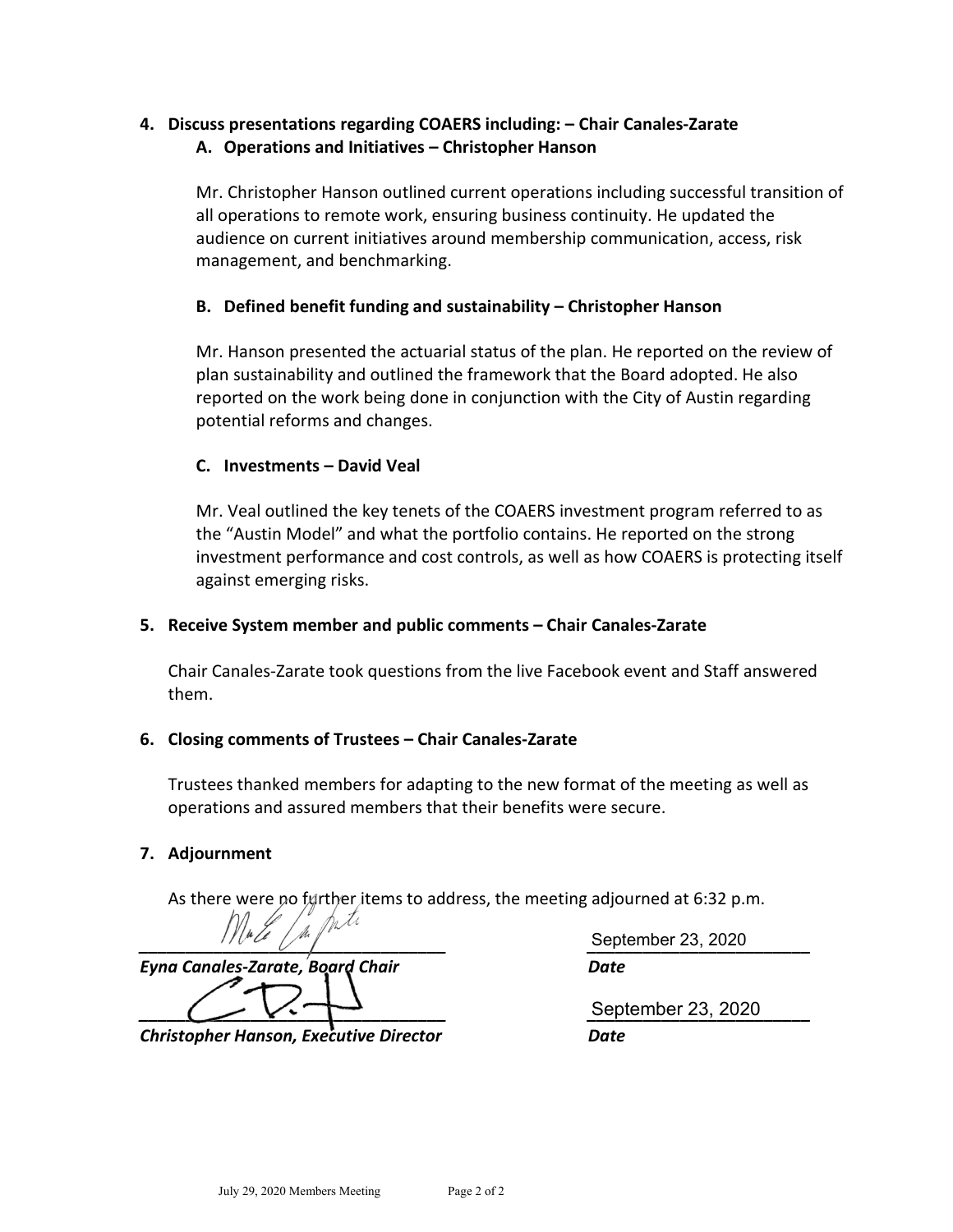**4. Discuss presentations regarding COAERS including: – Chair Canales-Zarate**

**A. Operations and Initiatives – Christopher Hanson**

Mr. Christopher Hanson outlined current operations including successful transition of all operations to remote work, ensuring business continuity. He updated the audience on current initiatives around membership communication, access, risk management, and benchmarking.

**B. Defined benefit funding and sustainability – Christopher Hanson**

Mr. Hanson presented the actuarial status of the plan. He reported on the review of plan sustainability and outlined the framework that the Board adopted. He also reported on the work being done in conjunction with the City of Austin regarding potential reforms and changes.

**C. Investments – David Veal**

Mr. Veal outlined the key tenets of the COAERS investment program referred to as the "Austin Model" and what the portfolio contains. He reported on the strong investment performance and cost controls, as well as how COAERS is protecting itself against emerging risks.

**5. Receive System member and public comments – Chair Canales-Zarate**

Chair Canales-Zarate took questions from the live Facebook event and Staff answered them.

**6. Closing comments of Trustees – Chair Canales-Zarate**

Trustees thanked members for adapting to the new format of the meeting as well as operations and assured members that their benefits were secure.

**7. Adjournment**

As there were no further items to address, the meeting adjourned at 6:32 p.m.

______________________________ September 23, 2020

***Eyna Canales-Zarate, Board Chair*** ***Date***

______________________________ September 23, 2020

***Christopher Hanson, Executive Director*** ***Date***

July 29, 2020 Members Meeting